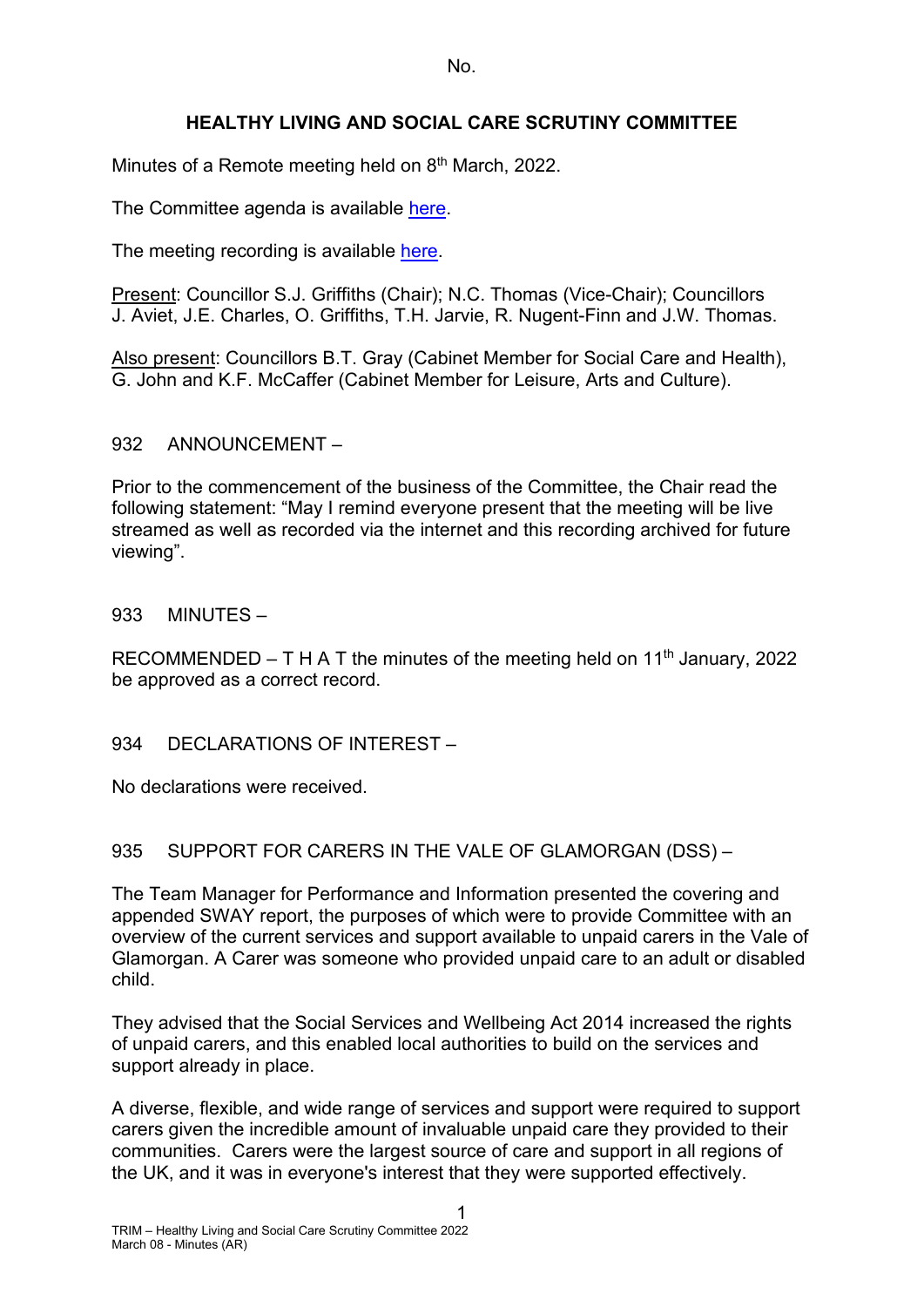No.

# HEALTHY LIVING AND SOCIAL CARE SCRUTINY COMMITTEE

Minutes of a Remote meeting held on 8th March, 2022.

The Committee agenda is available here.

The meeting recording is available here.

Present: Councillor S.J. Griffiths (Chair); N.C. Thomas (Vice-Chair); Councillors J. Aviet, J.E. Charles, O. Griffiths, T.H. Jarvie, R. Nugent-Finn and J.W. Thomas.

Also present: Councillors B.T. Gray (Cabinet Member for Social Care and Health), G. John and K.F. McCaffer (Cabinet Member for Leisure, Arts and Culture).

## 932 ANNOUNCEMENT –

Prior to the commencement of the business of the Committee, the Chair read the following statement: "May I remind everyone present that the meeting will be live streamed as well as recorded via the internet and this recording archived for future viewing".

## 933 MINUTES –

RECOMMENDED – T H A T the minutes of the meeting held on 11th January, 2022 be approved as a correct record.

## 934 DECLARATIONS OF INTEREST –

No declarations were received.

## 935 SUPPORT FOR CARERS IN THE VALE OF GLAMORGAN (DSS) –

The Team Manager for Performance and Information presented the covering and appended SWAY report, the purposes of which were to provide Committee with an overview of the current services and support available to unpaid carers in the Vale of Glamorgan. A Carer was someone who provided unpaid care to an adult or disabled child.

They advised that the Social Services and Wellbeing Act 2014 increased the rights of unpaid carers, and this enabled local authorities to build on the services and support already in place.

A diverse, flexible, and wide range of services and support were required to support carers given the incredible amount of invaluable unpaid care they provided to their communities. Carers were the largest source of care and support in all regions of the UK, and it was in everyone's interest that they were supported effectively.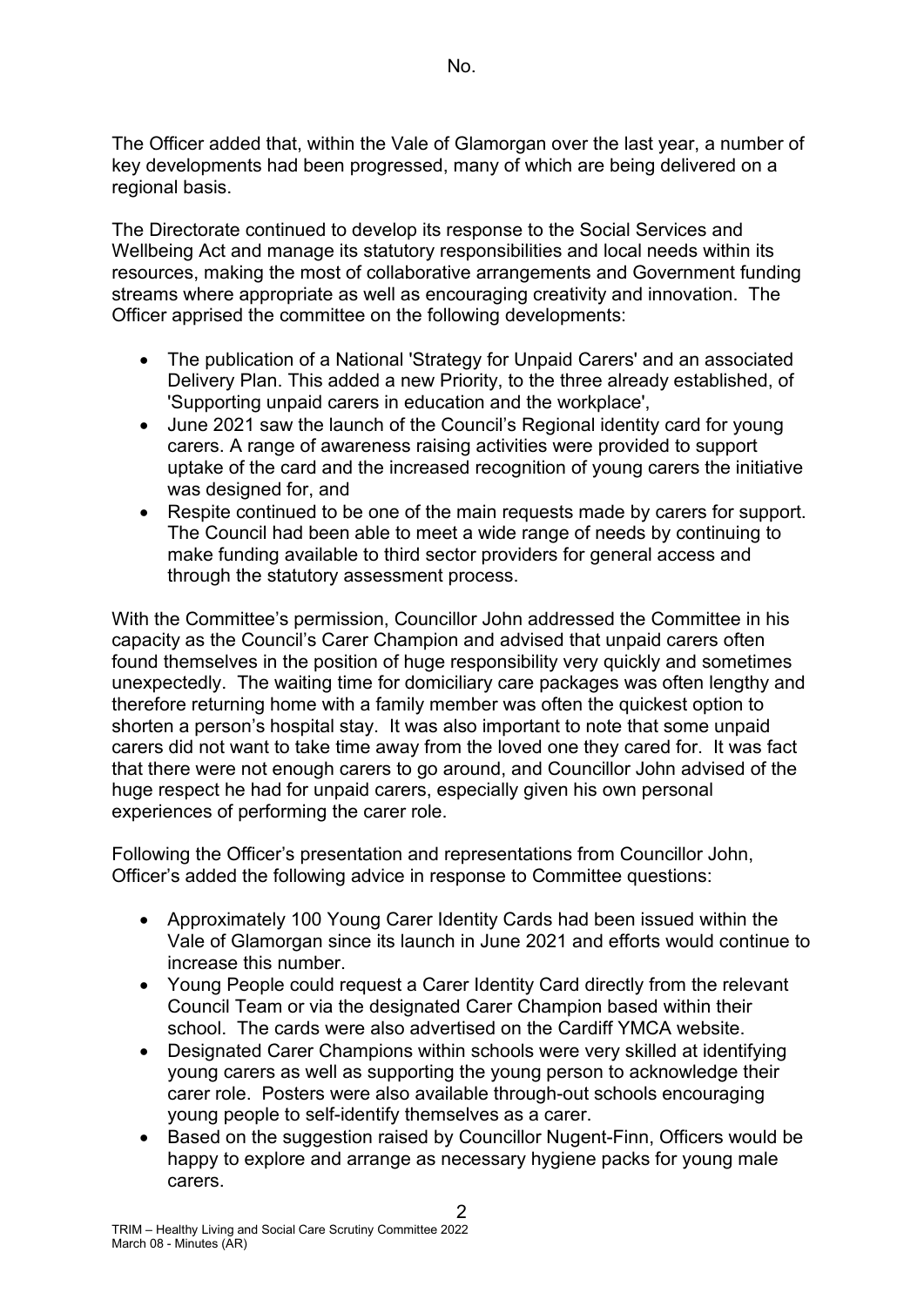No.

The Officer added that, within the Vale of Glamorgan over the last year, a number of key developments had been progressed, many of which are being delivered on a regional basis.

The Directorate continued to develop its response to the Social Services and Wellbeing Act and manage its statutory responsibilities and local needs within its resources, making the most of collaborative arrangements and Government funding streams where appropriate as well as encouraging creativity and innovation. The Officer apprised the committee on the following developments:

- The publication of a National 'Strategy for Unpaid Carers' and an associated Delivery Plan. This added a new Priority, to the three already established, of 'Supporting unpaid carers in education and the workplace',
- June 2021 saw the launch of the Council's Regional identity card for young carers. A range of awareness raising activities were provided to support uptake of the card and the increased recognition of young carers the initiative was designed for, and
- Respite continued to be one of the main requests made by carers for support. The Council had been able to meet a wide range of needs by continuing to make funding available to third sector providers for general access and through the statutory assessment process.

With the Committee's permission, Councillor John addressed the Committee in his capacity as the Council's Carer Champion and advised that unpaid carers often found themselves in the position of huge responsibility very quickly and sometimes unexpectedly. The waiting time for domiciliary care packages was often lengthy and therefore returning home with a family member was often the quickest option to shorten a person's hospital stay. It was also important to note that some unpaid carers did not want to take time away from the loved one they cared for. It was fact that there were not enough carers to go around, and Councillor John advised of the huge respect he had for unpaid carers, especially given his own personal experiences of performing the carer role.

Following the Officer's presentation and representations from Councillor John, Officer's added the following advice in response to Committee questions:

- Approximately 100 Young Carer Identity Cards had been issued within the Vale of Glamorgan since its launch in June 2021 and efforts would continue to increase this number.
- Young People could request a Carer Identity Card directly from the relevant Council Team or via the designated Carer Champion based within their school. The cards were also advertised on the Cardiff YMCA website.
- Designated Carer Champions within schools were very skilled at identifying young carers as well as supporting the young person to acknowledge their carer role. Posters were also available through-out schools encouraging young people to self-identify themselves as a carer.
- Based on the suggestion raised by Councillor Nugent-Finn, Officers would be happy to explore and arrange as necessary hygiene packs for young male carers.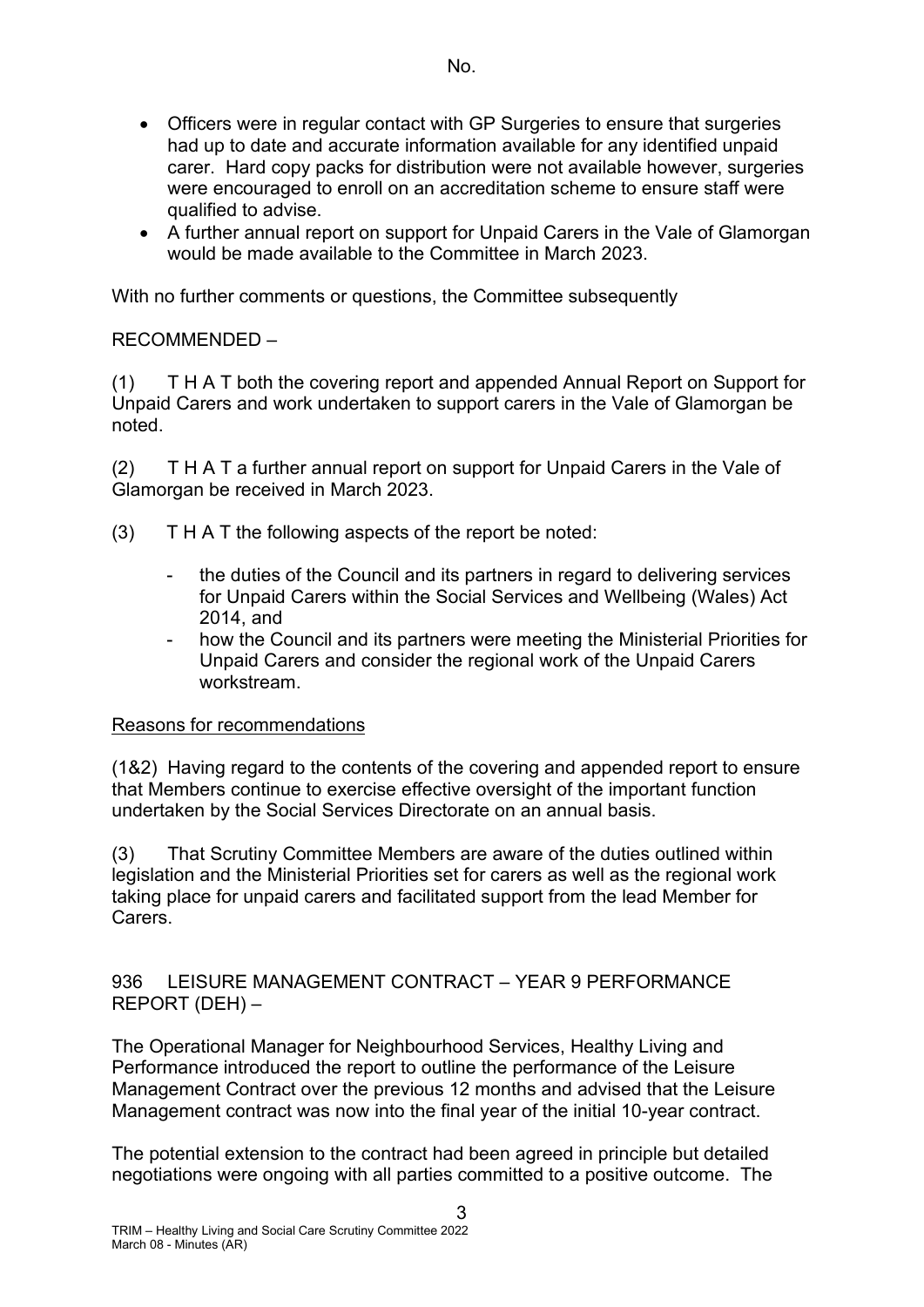- Officers were in regular contact with GP Surgeries to ensure that surgeries had up to date and accurate information available for any identified unpaid carer. Hard copy packs for distribution were not available however, surgeries were encouraged to enroll on an accreditation scheme to ensure staff were qualified to advise.
- A further annual report on support for Unpaid Carers in the Vale of Glamorgan would be made available to the Committee in March 2023.

With no further comments or questions, the Committee subsequently

RECOMMENDED –

(1) T H A T both the covering report and appended Annual Report on Support for Unpaid Carers and work undertaken to support carers in the Vale of Glamorgan be noted.

(2) T H A T a further annual report on support for Unpaid Carers in the Vale of Glamorgan be received in March 2023.

(3) T H A T the following aspects of the report be noted:

- the duties of the Council and its partners in regard to delivering services for Unpaid Carers within the Social Services and Wellbeing (Wales) Act 2014, and
- how the Council and its partners were meeting the Ministerial Priorities for Unpaid Carers and consider the regional work of the Unpaid Carers workstream.

Reasons for recommendations

(1&2) Having regard to the contents of the covering and appended report to ensure that Members continue to exercise effective oversight of the important function undertaken by the Social Services Directorate on an annual basis.

(3) That Scrutiny Committee Members are aware of the duties outlined within legislation and the Ministerial Priorities set for carers as well as the regional work taking place for unpaid carers and facilitated support from the lead Member for Carers.

936 LEISURE MANAGEMENT CONTRACT – YEAR 9 PERFORMANCE REPORT (DEH) –

The Operational Manager for Neighbourhood Services, Healthy Living and Performance introduced the report to outline the performance of the Leisure Management Contract over the previous 12 months and advised that the Leisure Management contract was now into the final year of the initial 10-year contract.

The potential extension to the contract had been agreed in principle but detailed negotiations were ongoing with all parties committed to a positive outcome. The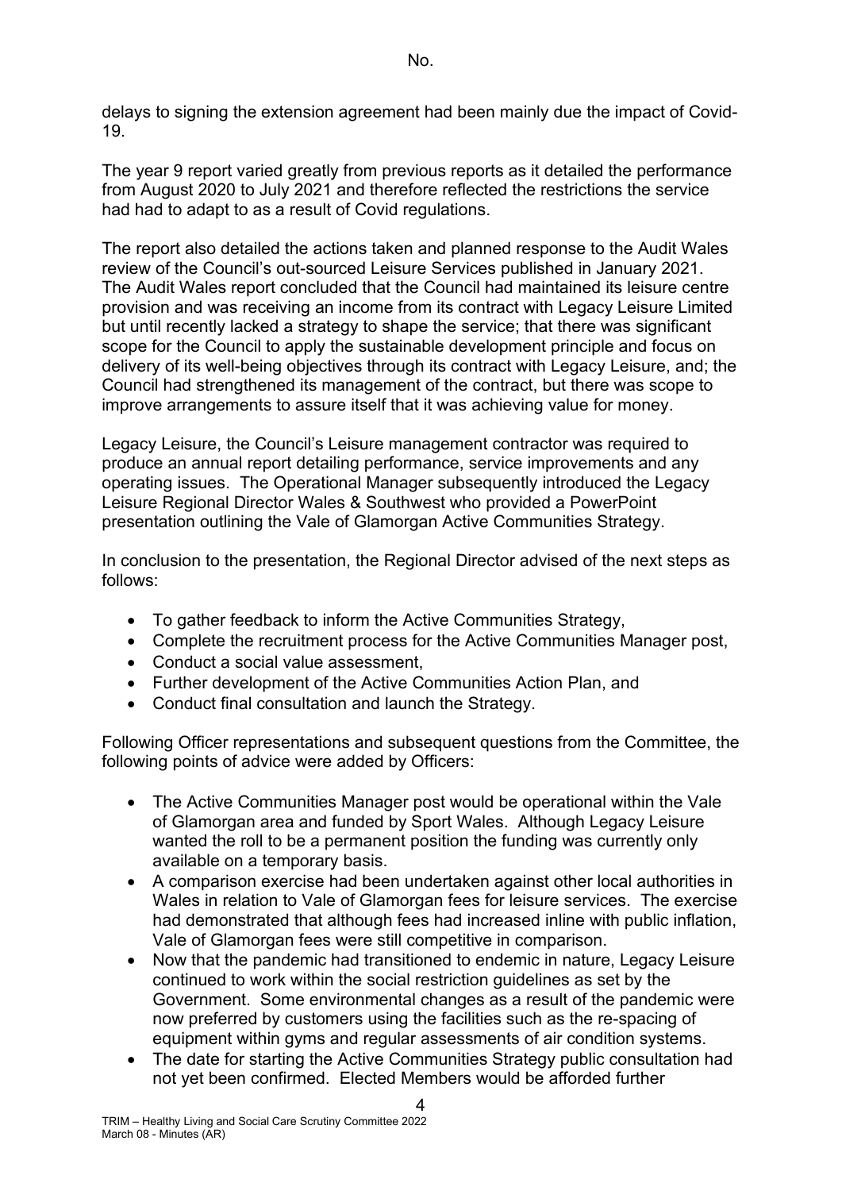delays to signing the extension agreement had been mainly due the impact of Covid-19.

The year 9 report varied greatly from previous reports as it detailed the performance from August 2020 to July 2021 and therefore reflected the restrictions the service had had to adapt to as a result of Covid regulations.

The report also detailed the actions taken and planned response to the Audit Wales review of the Council's out-sourced Leisure Services published in January 2021. The Audit Wales report concluded that the Council had maintained its leisure centre provision and was receiving an income from its contract with Legacy Leisure Limited but until recently lacked a strategy to shape the service; that there was significant scope for the Council to apply the sustainable development principle and focus on delivery of its well-being objectives through its contract with Legacy Leisure, and; the Council had strengthened its management of the contract, but there was scope to improve arrangements to assure itself that it was achieving value for money.

Legacy Leisure, the Council's Leisure management contractor was required to produce an annual report detailing performance, service improvements and any operating issues. The Operational Manager subsequently introduced the Legacy Leisure Regional Director Wales & Southwest who provided a PowerPoint presentation outlining the Vale of Glamorgan Active Communities Strategy.

In conclusion to the presentation, the Regional Director advised of the next steps as follows:

- To gather feedback to inform the Active Communities Strategy,
- Complete the recruitment process for the Active Communities Manager post,
- Conduct a social value assessment,
- Further development of the Active Communities Action Plan, and
- Conduct final consultation and launch the Strategy.

Following Officer representations and subsequent questions from the Committee, the following points of advice were added by Officers:

- The Active Communities Manager post would be operational within the Vale of Glamorgan area and funded by Sport Wales. Although Legacy Leisure wanted the roll to be a permanent position the funding was currently only available on a temporary basis.
- A comparison exercise had been undertaken against other local authorities in Wales in relation to Vale of Glamorgan fees for leisure services. The exercise had demonstrated that although fees had increased inline with public inflation, Vale of Glamorgan fees were still competitive in comparison.
- Now that the pandemic had transitioned to endemic in nature, Legacy Leisure continued to work within the social restriction guidelines as set by the Government. Some environmental changes as a result of the pandemic were now preferred by customers using the facilities such as the re-spacing of equipment within gyms and regular assessments of air condition systems.
- The date for starting the Active Communities Strategy public consultation had not yet been confirmed. Elected Members would be afforded further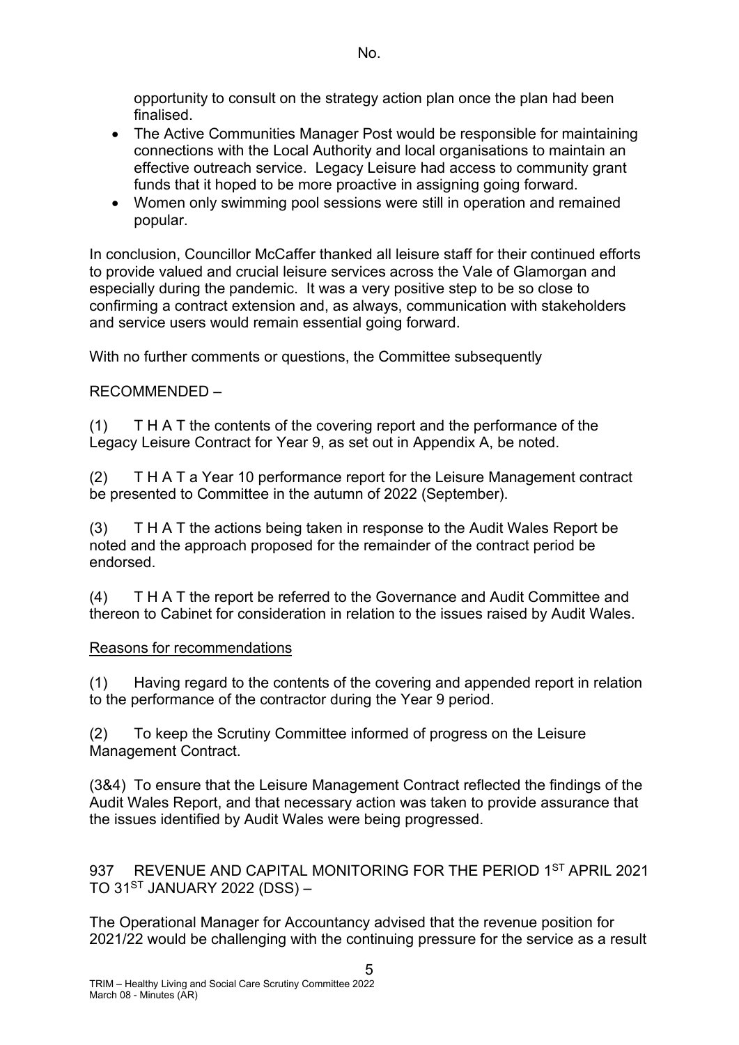opportunity to consult on the strategy action plan once the plan had been finalised.

- The Active Communities Manager Post would be responsible for maintaining connections with the Local Authority and local organisations to maintain an effective outreach service. Legacy Leisure had access to community grant funds that it hoped to be more proactive in assigning going forward.
- Women only swimming pool sessions were still in operation and remained popular.

In conclusion, Councillor McCaffer thanked all leisure staff for their continued efforts to provide valued and crucial leisure services across the Vale of Glamorgan and especially during the pandemic. It was a very positive step to be so close to confirming a contract extension and, as always, communication with stakeholders and service users would remain essential going forward.

With no further comments or questions, the Committee subsequently

RECOMMENDED –

(1) T H A T the contents of the covering report and the performance of the Legacy Leisure Contract for Year 9, as set out in Appendix A, be noted.

(2) T H A T a Year 10 performance report for the Leisure Management contract be presented to Committee in the autumn of 2022 (September).

(3) T H A T the actions being taken in response to the Audit Wales Report be noted and the approach proposed for the remainder of the contract period be endorsed.

(4) T H A T the report be referred to the Governance and Audit Committee and thereon to Cabinet for consideration in relation to the issues raised by Audit Wales.

Reasons for recommendations

(1) Having regard to the contents of the covering and appended report in relation to the performance of the contractor during the Year 9 period.

(2) To keep the Scrutiny Committee informed of progress on the Leisure Management Contract.

(3&4) To ensure that the Leisure Management Contract reflected the findings of the Audit Wales Report, and that necessary action was taken to provide assurance that the issues identified by Audit Wales were being progressed.

937 REVENUE AND CAPITAL MONITORING FOR THE PERIOD 1ST APRIL 2021 TO 31ST JANUARY 2022 (DSS) –

The Operational Manager for Accountancy advised that the revenue position for 2021/22 would be challenging with the continuing pressure for the service as a result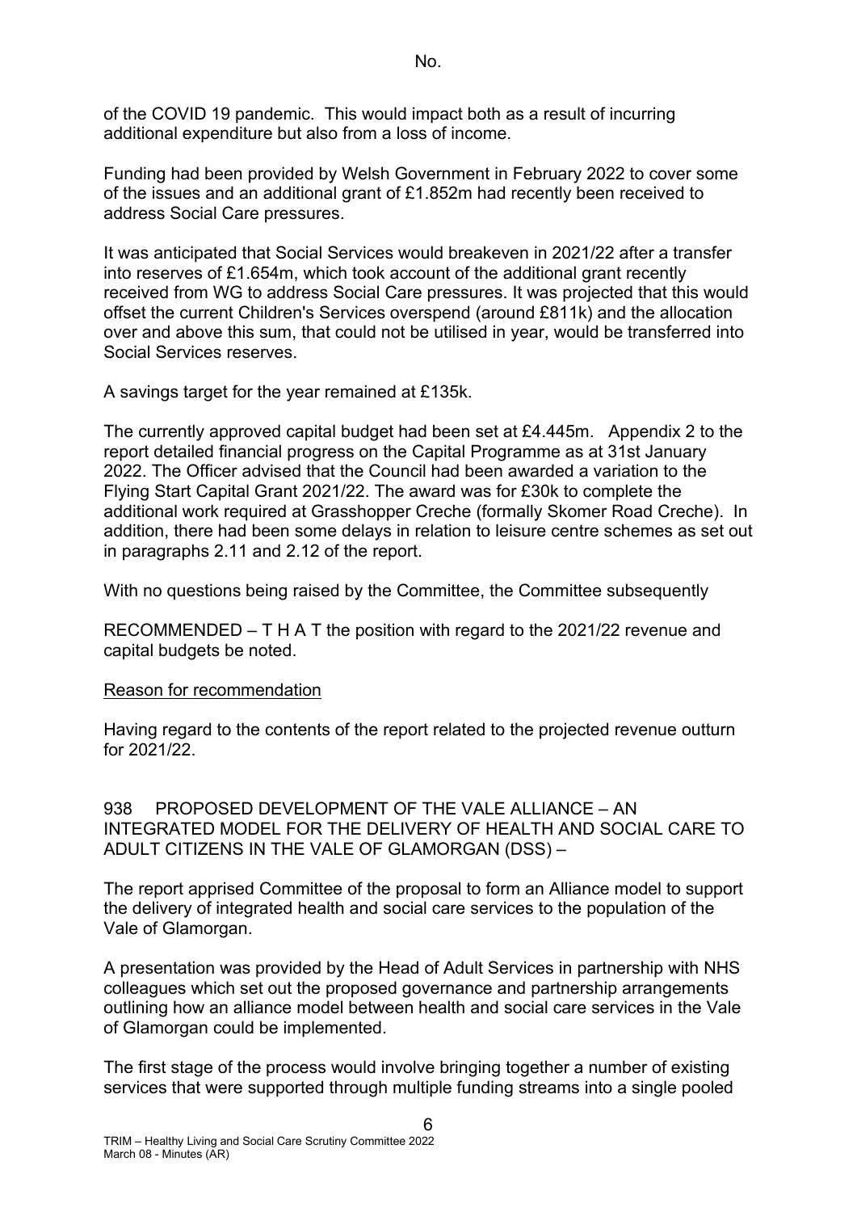of the COVID 19 pandemic. This would impact both as a result of incurring additional expenditure but also from a loss of income.

Funding had been provided by Welsh Government in February 2022 to cover some of the issues and an additional grant of £1.852m had recently been received to address Social Care pressures.

It was anticipated that Social Services would breakeven in 2021/22 after a transfer into reserves of £1.654m, which took account of the additional grant recently received from WG to address Social Care pressures. It was projected that this would offset the current Children's Services overspend (around £811k) and the allocation over and above this sum, that could not be utilised in year, would be transferred into Social Services reserves.

A savings target for the year remained at £135k.

The currently approved capital budget had been set at £4.445m. Appendix 2 to the report detailed financial progress on the Capital Programme as at 31st January 2022. The Officer advised that the Council had been awarded a variation to the Flying Start Capital Grant 2021/22. The award was for £30k to complete the additional work required at Grasshopper Creche (formally Skomer Road Creche). In addition, there had been some delays in relation to leisure centre schemes as set out in paragraphs 2.11 and 2.12 of the report.

With no questions being raised by the Committee, the Committee subsequently

RECOMMENDED – T H A T the position with regard to the 2021/22 revenue and capital budgets be noted.

Reason for recommendation

Having regard to the contents of the report related to the projected revenue outturn for 2021/22.

938 PROPOSED DEVELOPMENT OF THE VALE ALLIANCE – AN INTEGRATED MODEL FOR THE DELIVERY OF HEALTH AND SOCIAL CARE TO ADULT CITIZENS IN THE VALE OF GLAMORGAN (DSS) –

The report apprised Committee of the proposal to form an Alliance model to support the delivery of integrated health and social care services to the population of the Vale of Glamorgan.

A presentation was provided by the Head of Adult Services in partnership with NHS colleagues which set out the proposed governance and partnership arrangements outlining how an alliance model between health and social care services in the Vale of Glamorgan could be implemented.

The first stage of the process would involve bringing together a number of existing services that were supported through multiple funding streams into a single pooled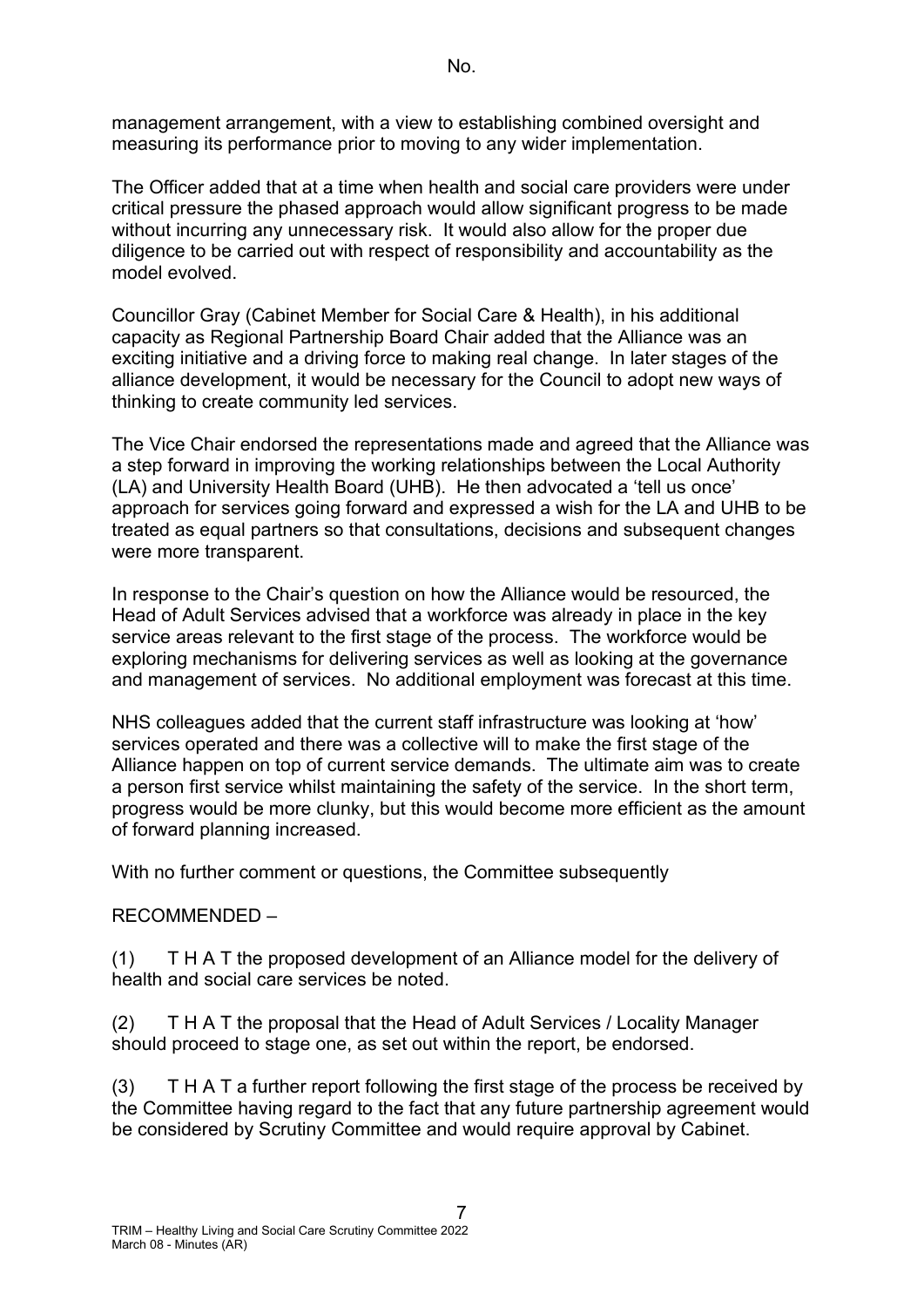management arrangement, with a view to establishing combined oversight and measuring its performance prior to moving to any wider implementation.

The Officer added that at a time when health and social care providers were under critical pressure the phased approach would allow significant progress to be made without incurring any unnecessary risk. It would also allow for the proper due diligence to be carried out with respect of responsibility and accountability as the model evolved.

Councillor Gray (Cabinet Member for Social Care & Health), in his additional capacity as Regional Partnership Board Chair added that the Alliance was an exciting initiative and a driving force to making real change. In later stages of the alliance development, it would be necessary for the Council to adopt new ways of thinking to create community led services.

The Vice Chair endorsed the representations made and agreed that the Alliance was a step forward in improving the working relationships between the Local Authority (LA) and University Health Board (UHB). He then advocated a 'tell us once' approach for services going forward and expressed a wish for the LA and UHB to be treated as equal partners so that consultations, decisions and subsequent changes were more transparent.

In response to the Chair's question on how the Alliance would be resourced, the Head of Adult Services advised that a workforce was already in place in the key service areas relevant to the first stage of the process. The workforce would be exploring mechanisms for delivering services as well as looking at the governance and management of services. No additional employment was forecast at this time.

NHS colleagues added that the current staff infrastructure was looking at 'how' services operated and there was a collective will to make the first stage of the Alliance happen on top of current service demands. The ultimate aim was to create a person first service whilst maintaining the safety of the service. In the short term, progress would be more clunky, but this would become more efficient as the amount of forward planning increased.

With no further comment or questions, the Committee subsequently

RECOMMENDED –

(1) T H A T the proposed development of an Alliance model for the delivery of health and social care services be noted.

(2) T H A T the proposal that the Head of Adult Services / Locality Manager should proceed to stage one, as set out within the report, be endorsed.

(3) T H A T a further report following the first stage of the process be received by the Committee having regard to the fact that any future partnership agreement would be considered by Scrutiny Committee and would require approval by Cabinet.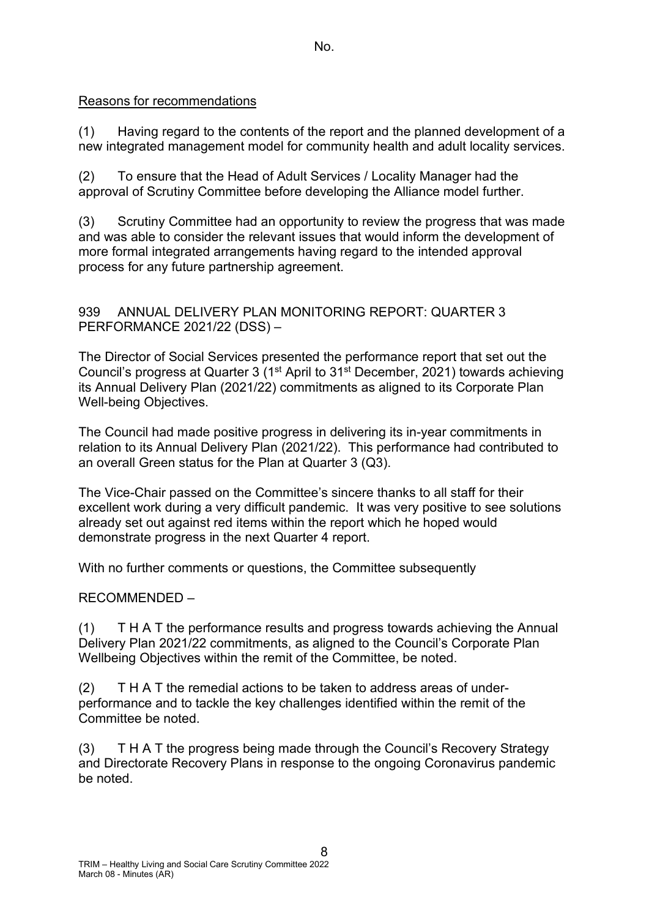No.

Reasons for recommendations

(1) Having regard to the contents of the report and the planned development of a new integrated management model for community health and adult locality services.

(2) To ensure that the Head of Adult Services / Locality Manager had the approval of Scrutiny Committee before developing the Alliance model further.

(3) Scrutiny Committee had an opportunity to review the progress that was made and was able to consider the relevant issues that would inform the development of more formal integrated arrangements having regard to the intended approval process for any future partnership agreement.

939 ANNUAL DELIVERY PLAN MONITORING REPORT: QUARTER 3 PERFORMANCE 2021/22 (DSS) –

The Director of Social Services presented the performance report that set out the Council's progress at Quarter 3 (1st April to 31st December, 2021) towards achieving its Annual Delivery Plan (2021/22) commitments as aligned to its Corporate Plan Well-being Objectives.

The Council had made positive progress in delivering its in-year commitments in relation to its Annual Delivery Plan (2021/22). This performance had contributed to an overall Green status for the Plan at Quarter 3 (Q3).

The Vice-Chair passed on the Committee's sincere thanks to all staff for their excellent work during a very difficult pandemic. It was very positive to see solutions already set out against red items within the report which he hoped would demonstrate progress in the next Quarter 4 report.

With no further comments or questions, the Committee subsequently

RECOMMENDED –

(1) T H A T the performance results and progress towards achieving the Annual Delivery Plan 2021/22 commitments, as aligned to the Council's Corporate Plan Wellbeing Objectives within the remit of the Committee, be noted.

(2) T H A T the remedial actions to be taken to address areas of under-performance and to tackle the key challenges identified within the remit of the Committee be noted.

(3) T H A T the progress being made through the Council's Recovery Strategy and Directorate Recovery Plans in response to the ongoing Coronavirus pandemic be noted.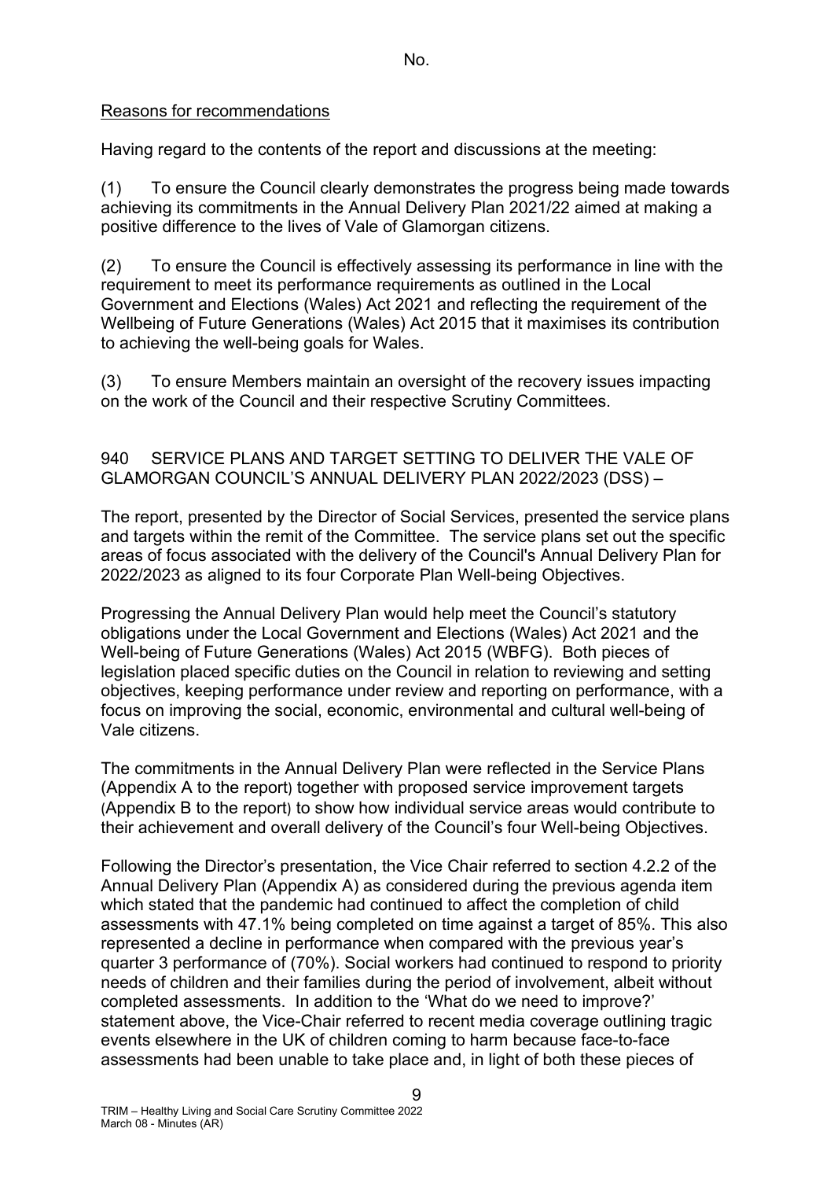No.

Reasons for recommendations

Having regard to the contents of the report and discussions at the meeting:

(1) To ensure the Council clearly demonstrates the progress being made towards achieving its commitments in the Annual Delivery Plan 2021/22 aimed at making a positive difference to the lives of Vale of Glamorgan citizens.

(2) To ensure the Council is effectively assessing its performance in line with the requirement to meet its performance requirements as outlined in the Local Government and Elections (Wales) Act 2021 and reflecting the requirement of the Wellbeing of Future Generations (Wales) Act 2015 that it maximises its contribution to achieving the well-being goals for Wales.

(3) To ensure Members maintain an oversight of the recovery issues impacting on the work of the Council and their respective Scrutiny Committees.

940 SERVICE PLANS AND TARGET SETTING TO DELIVER THE VALE OF GLAMORGAN COUNCIL'S ANNUAL DELIVERY PLAN 2022/2023 (DSS) –

The report, presented by the Director of Social Services, presented the service plans and targets within the remit of the Committee. The service plans set out the specific areas of focus associated with the delivery of the Council's Annual Delivery Plan for 2022/2023 as aligned to its four Corporate Plan Well-being Objectives.

Progressing the Annual Delivery Plan would help meet the Council's statutory obligations under the Local Government and Elections (Wales) Act 2021 and the Well-being of Future Generations (Wales) Act 2015 (WBFG). Both pieces of legislation placed specific duties on the Council in relation to reviewing and setting objectives, keeping performance under review and reporting on performance, with a focus on improving the social, economic, environmental and cultural well-being of Vale citizens.

The commitments in the Annual Delivery Plan were reflected in the Service Plans (Appendix A to the report) together with proposed service improvement targets (Appendix B to the report) to show how individual service areas would contribute to their achievement and overall delivery of the Council's four Well-being Objectives.

Following the Director's presentation, the Vice Chair referred to section 4.2.2 of the Annual Delivery Plan (Appendix A) as considered during the previous agenda item which stated that the pandemic had continued to affect the completion of child assessments with 47.1% being completed on time against a target of 85%. This also represented a decline in performance when compared with the previous year's quarter 3 performance of (70%). Social workers had continued to respond to priority needs of children and their families during the period of involvement, albeit without completed assessments. In addition to the 'What do we need to improve?' statement above, the Vice-Chair referred to recent media coverage outlining tragic events elsewhere in the UK of children coming to harm because face-to-face assessments had been unable to take place and, in light of both these pieces of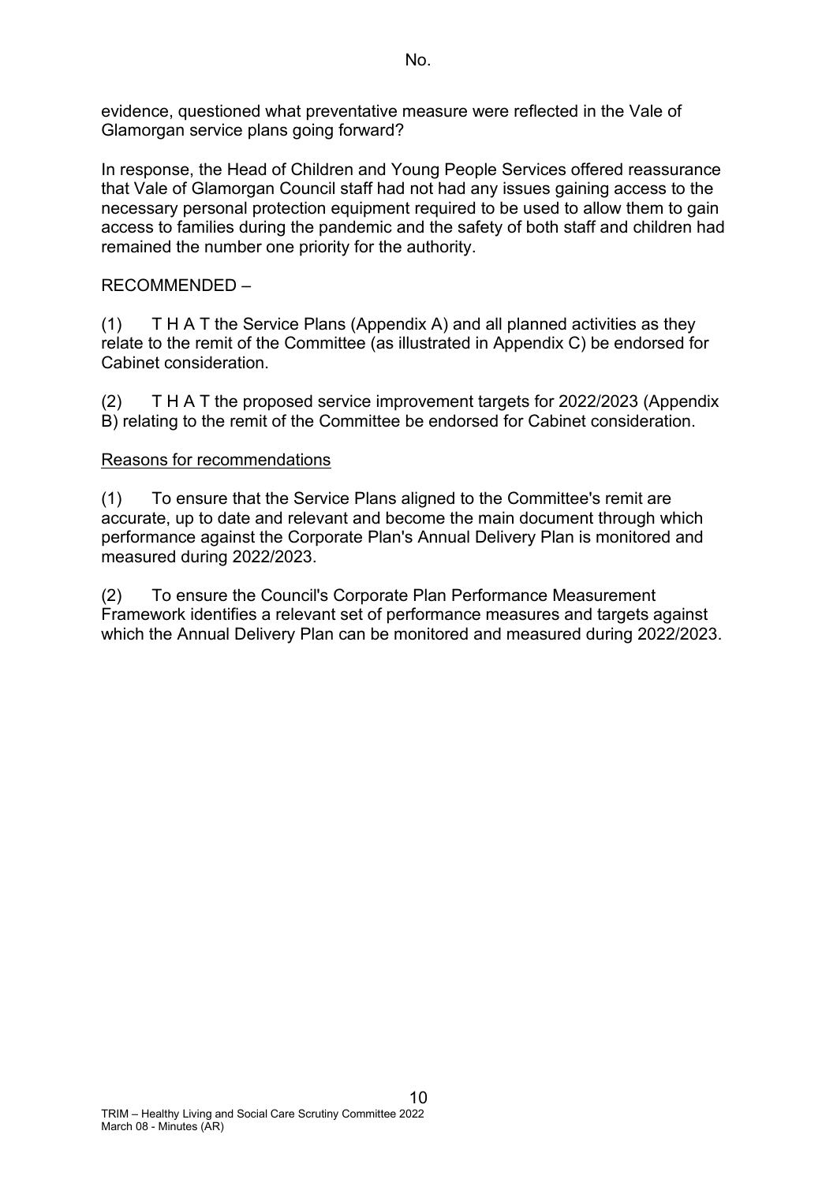evidence, questioned what preventative measure were reflected in the Vale of Glamorgan service plans going forward?

In response, the Head of Children and Young People Services offered reassurance that Vale of Glamorgan Council staff had not had any issues gaining access to the necessary personal protection equipment required to be used to allow them to gain access to families during the pandemic and the safety of both staff and children had remained the number one priority for the authority.

RECOMMENDED –

(1) T H A T the Service Plans (Appendix A) and all planned activities as they relate to the remit of the Committee (as illustrated in Appendix C) be endorsed for Cabinet consideration.

(2) T H A T the proposed service improvement targets for 2022/2023 (Appendix B) relating to the remit of the Committee be endorsed for Cabinet consideration.

Reasons for recommendations

(1) To ensure that the Service Plans aligned to the Committee's remit are accurate, up to date and relevant and become the main document through which performance against the Corporate Plan's Annual Delivery Plan is monitored and measured during 2022/2023.

(2) To ensure the Council's Corporate Plan Performance Measurement Framework identifies a relevant set of performance measures and targets against which the Annual Delivery Plan can be monitored and measured during 2022/2023.